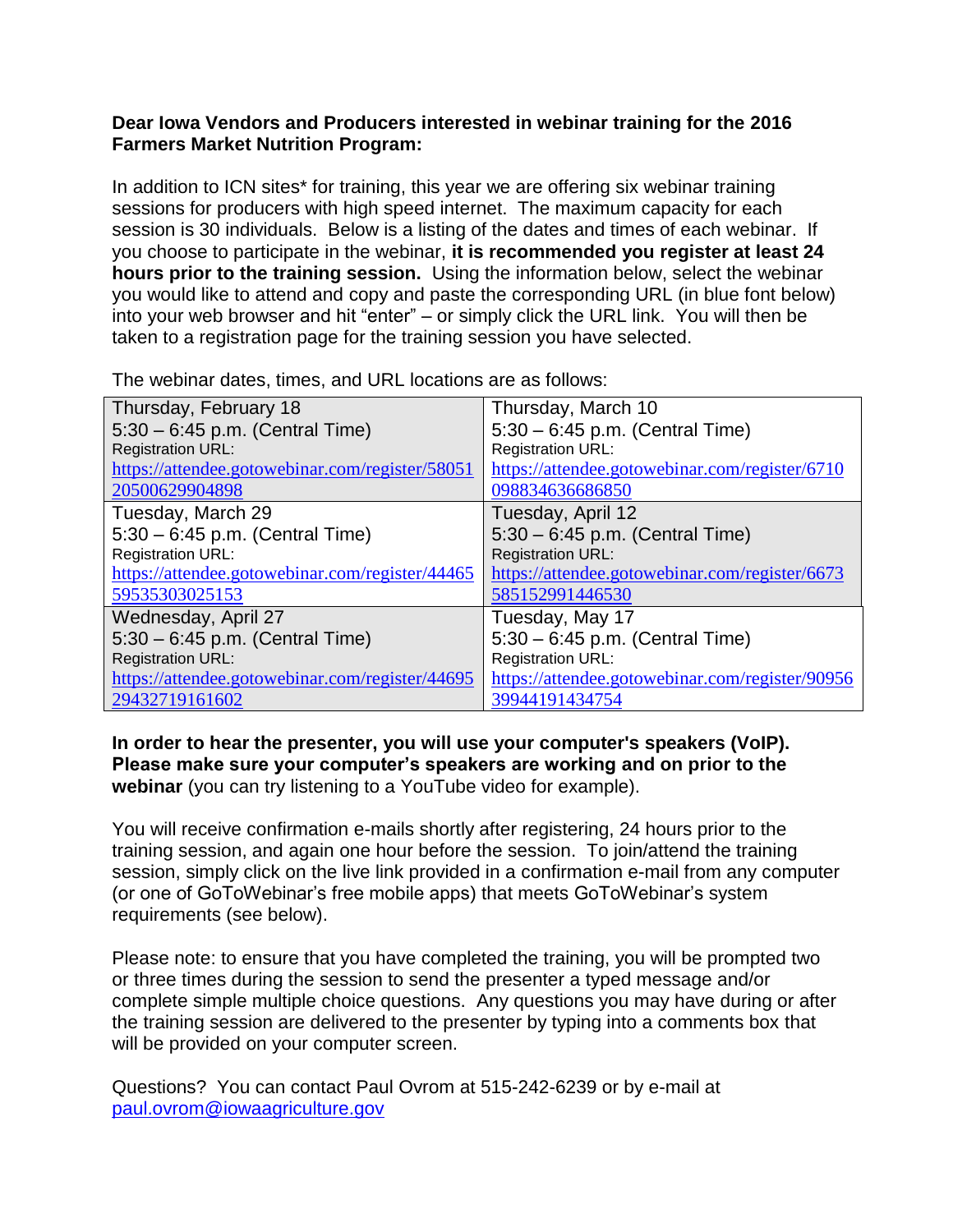**Dear Iowa Vendors and Producers interested in webinar training for the 2016 Farmers Market Nutrition Program:**

In addition to ICN sites* for training, this year we are offering six webinar training sessions for producers with high speed internet. The maximum capacity for each session is 30 individuals. Below is a listing of the dates and times of each webinar. If you choose to participate in the webinar, **it is recommended you register at least 24 hours prior to the training session.** Using the information below, select the webinar you would like to attend and copy and paste the corresponding URL (in blue font below) into your web browser and hit "enter" – or simply click the URL link. You will then be taken to a registration page for the training session you have selected.

The webinar dates, times, and URL locations are as follows:

| | |
|---|---|
| Thursday, February 18<br>5:30 – 6:45 p.m. (Central Time)<br>Registration URL:<br>https://attendee.gotowebinar.com/register/5805120500629904898 | Thursday, March 10<br>5:30 – 6:45 p.m. (Central Time)<br>Registration URL:<br>https://attendee.gotowebinar.com/register/6710098834636686850 |
| Tuesday, March 29<br>5:30 – 6:45 p.m. (Central Time)<br>Registration URL:<br>https://attendee.gotowebinar.com/register/4446559535303025153 | Tuesday, April 12<br>5:30 – 6:45 p.m. (Central Time)<br>Registration URL:<br>https://attendee.gotowebinar.com/register/6673585152991446530 |
| Wednesday, April 27<br>5:30 – 6:45 p.m. (Central Time)<br>Registration URL:<br>https://attendee.gotowebinar.com/register/4469529432719161602 | Tuesday, May 17<br>5:30 – 6:45 p.m. (Central Time)<br>Registration URL:<br>https://attendee.gotowebinar.com/register/9095639944191434754 |

**In order to hear the presenter, you will use your computer's speakers (VoIP). Please make sure your computer's speakers are working and on prior to the webinar** (you can try listening to a YouTube video for example).

You will receive confirmation e-mails shortly after registering, 24 hours prior to the training session, and again one hour before the session. To join/attend the training session, simply click on the live link provided in a confirmation e-mail from any computer (or one of GoToWebinar's free mobile apps) that meets GoToWebinar's system requirements (see below).

Please note: to ensure that you have completed the training, you will be prompted two or three times during the session to send the presenter a typed message and/or complete simple multiple choice questions. Any questions you may have during or after the training session are delivered to the presenter by typing into a comments box that will be provided on your computer screen.

Questions? You can contact Paul Ovrom at 515-242-6239 or by e-mail at paul.ovrom@iowaagriculture.gov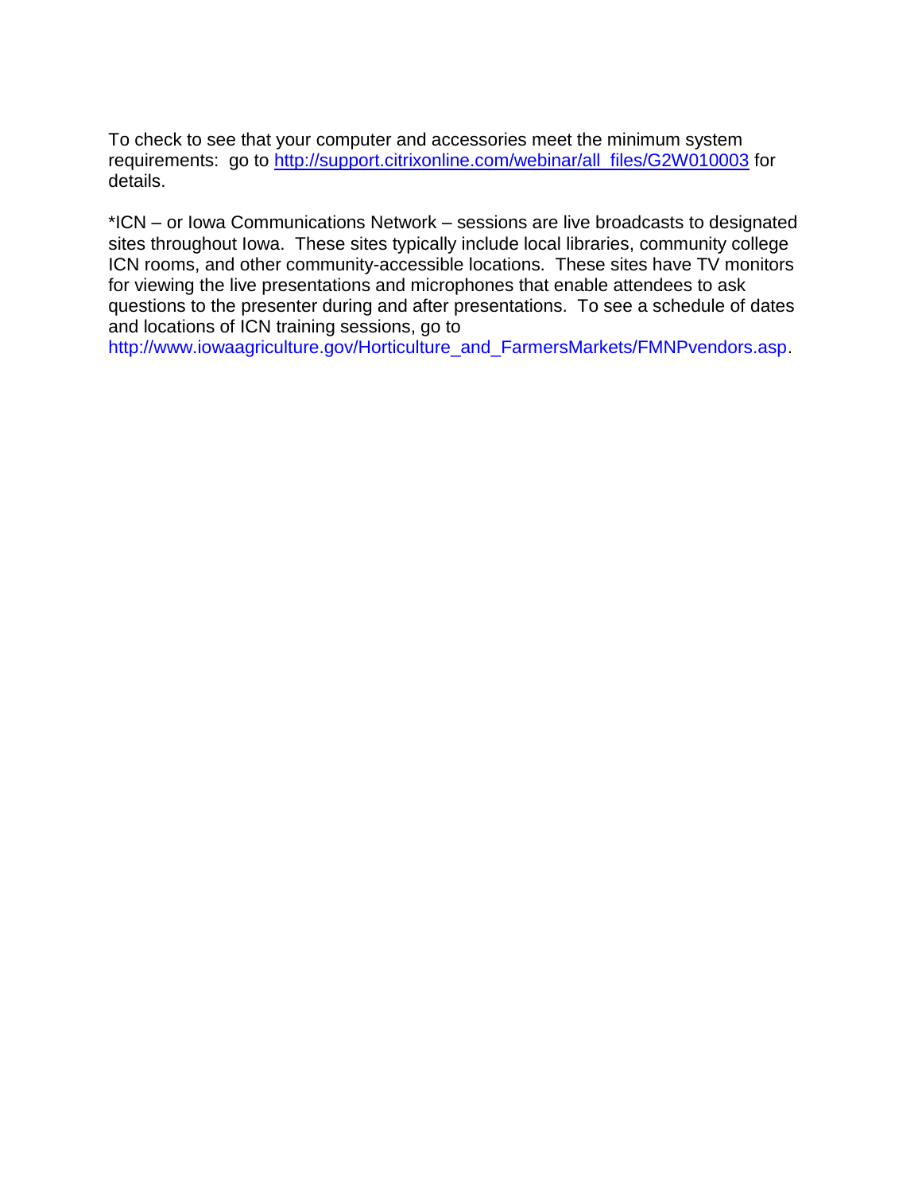To check to see that your computer and accessories meet the minimum system requirements: go to http://support.citrixonline.com/webinar/all_files/G2W010003 for details.

*ICN – or Iowa Communications Network – sessions are live broadcasts to designated sites throughout Iowa. These sites typically include local libraries, community college ICN rooms, and other community-accessible locations. These sites have TV monitors for viewing the live presentations and microphones that enable attendees to ask questions to the presenter during and after presentations. To see a schedule of dates and locations of ICN training sessions, go to http://www.iowaagriculture.gov/Horticulture_and_FarmersMarkets/FMNPvendors.asp.